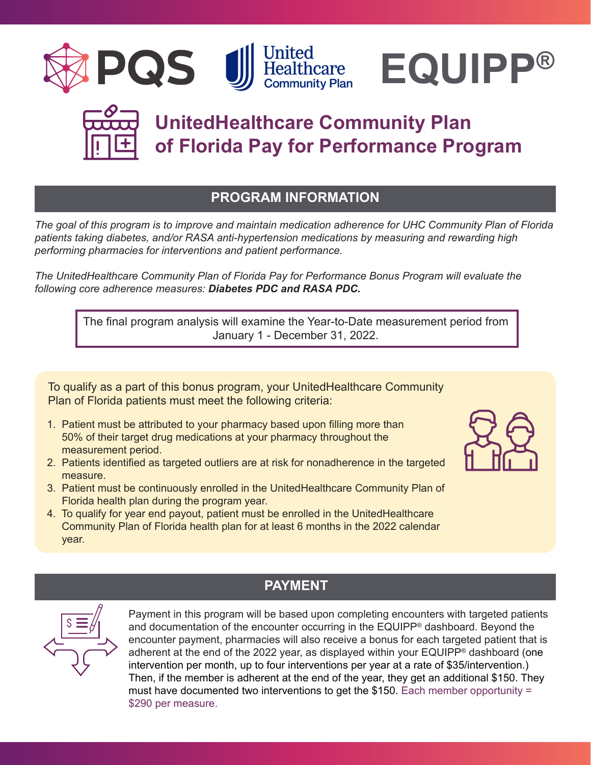PQS | United Healthcare Community Plan | EQUIPP®

# UnitedHealthcare Community Plan of Florida Pay for Performance Program

## PROGRAM INFORMATION

*The goal of this program is to improve and maintain medication adherence for UHC Community Plan of Florida patients taking diabetes, and/or RASA anti-hypertension medications by measuring and rewarding high performing pharmacies for interventions and patient performance.*

*The UnitedHealthcare Community Plan of Florida Pay for Performance Bonus Program will evaluate the following core adherence measures: **Diabetes PDC and RASA PDC.***

The final program analysis will examine the Year-to-Date measurement period from January 1 - December 31, 2022.

To qualify as a part of this bonus program, your UnitedHealthcare Community Plan of Florida patients must meet the following criteria:

1. Patient must be attributed to your pharmacy based upon filling more than 50% of their target drug medications at your pharmacy throughout the measurement period.
2. Patients identified as targeted outliers are at risk for nonadherence in the targeted measure.
3. Patient must be continuously enrolled in the UnitedHealthcare Community Plan of Florida health plan during the program year.
4. To qualify for year end payout, patient must be enrolled in the UnitedHealthcare Community Plan of Florida health plan for at least 6 months in the 2022 calendar year.

## PAYMENT

Payment in this program will be based upon completing encounters with targeted patients and documentation of the encounter occurring in the EQUIPP® dashboard. Beyond the encounter payment, pharmacies will also receive a bonus for each targeted patient that is adherent at the end of the 2022 year, as displayed within your EQUIPP® dashboard (one intervention per month, up to four interventions per year at a rate of $35/intervention.) Then, if the member is adherent at the end of the year, they get an additional $150. They must have documented two interventions to get the $150. Each member opportunity = $290 per measure.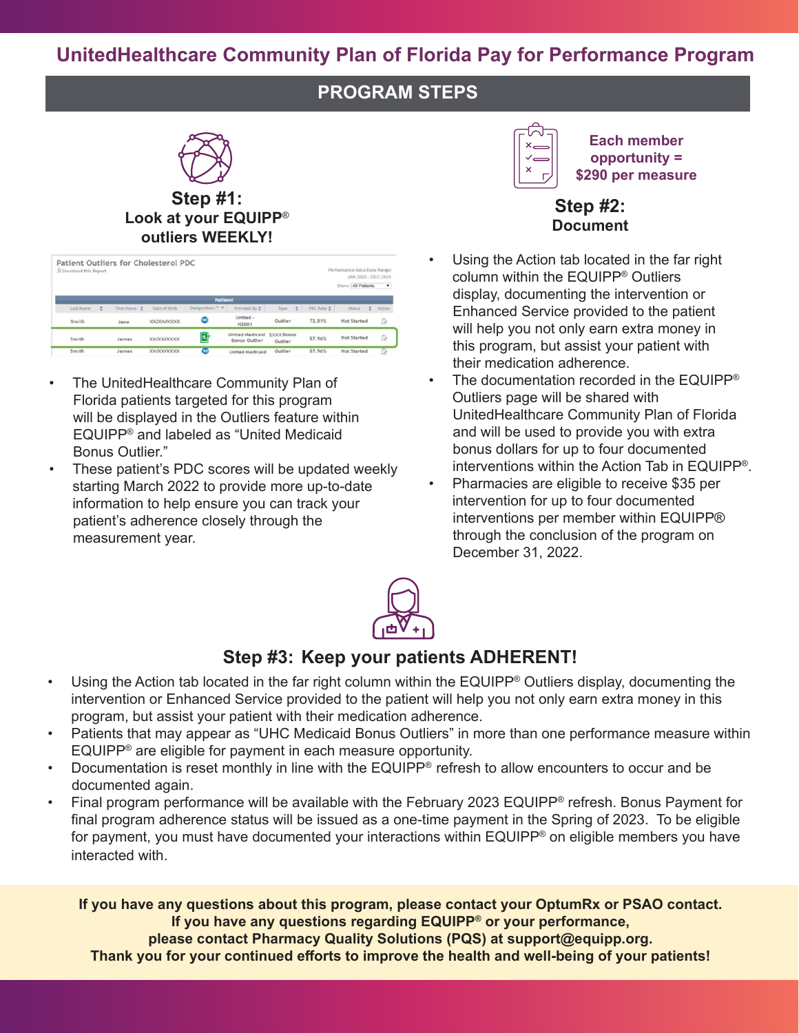# UnitedHealthcare Community Plan of Florida Pay for Performance Program

## PROGRAM STEPS

### Step #1: Look at your EQUIPP® outliers WEEKLY!

- The UnitedHealthcare Community Plan of Florida patients targeted for this program will be displayed in the Outliers feature within EQUIPP® and labeled as “United Medicaid Bonus Outlier.”
- These patient’s PDC scores will be updated weekly starting March 2022 to provide more up-to-date information to help ensure you can track your patient’s adherence closely through the measurement year.

**Each member opportunity = $290 per measure**

### Step #2: Document

- Using the Action tab located in the far right column within the EQUIPP® Outliers display, documenting the intervention or Enhanced Service provided to the patient will help you not only earn extra money in this program, but assist your patient with their medication adherence.
- The documentation recorded in the EQUIPP® Outliers page will be shared with UnitedHealthcare Community Plan of Florida and will be used to provide you with extra bonus dollars for up to four documented interventions within the Action Tab in EQUIPP®.
- Pharmacies are eligible to receive $35 per intervention for up to four documented interventions per member within EQUIPP® through the conclusion of the program on December 31, 2022.

### Step #3: Keep your patients ADHERENT!

- Using the Action tab located in the far right column within the EQUIPP® Outliers display, documenting the intervention or Enhanced Service provided to the patient will help you not only earn extra money in this program, but assist your patient with their medication adherence.
- Patients that may appear as “UHC Medicaid Bonus Outliers” in more than one performance measure within EQUIPP® are eligible for payment in each measure opportunity.
- Documentation is reset monthly in line with the EQUIPP® refresh to allow encounters to occur and be documented again.
- Final program performance will be available with the February 2023 EQUIPP® refresh. Bonus Payment for final program adherence status will be issued as a one-time payment in the Spring of 2023. To be eligible for payment, you must have documented your interactions within EQUIPP® on eligible members you have interacted with.

**If you have any questions about this program, please contact your OptumRx or PSAO contact.**
**If you have any questions regarding EQUIPP® or your performance, please contact Pharmacy Quality Solutions (PQS) at support@equipp.org.**
**Thank you for your continued efforts to improve the health and well-being of your patients!**